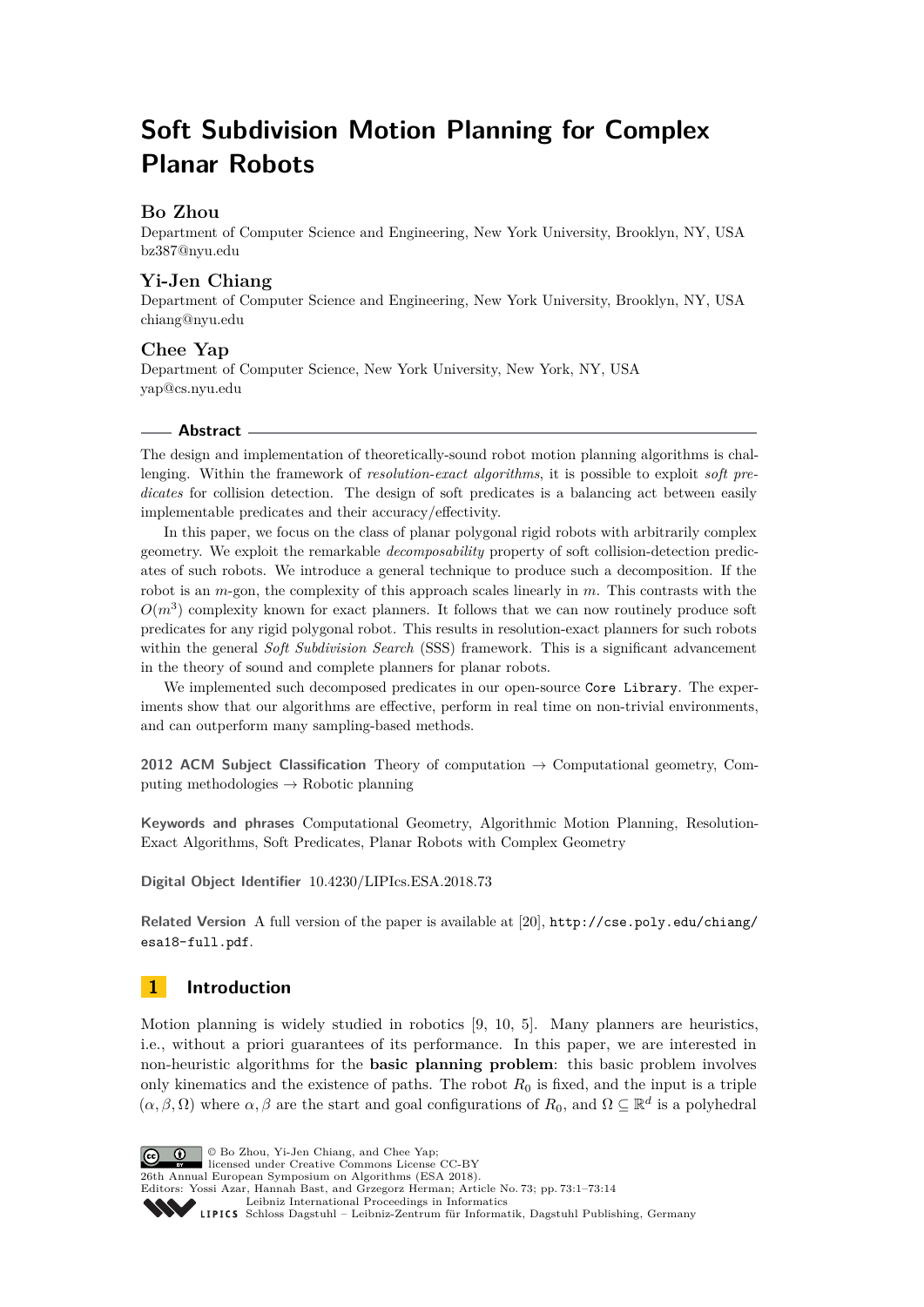# Soft Subdivision Motion Planning for Complex Planar Robots

**Bo Zhou**

Department of Computer Science and Engineering, New York University, Brooklyn, NY, USA
bz387@nyu.edu

**Yi-Jen Chiang**

Department of Computer Science and Engineering, New York University, Brooklyn, NY, USA
chiang@nyu.edu

**Chee Yap**

Department of Computer Science, New York University, New York, NY, USA
yap@cs.nyu.edu

## Abstract

The design and implementation of theoretically-sound robot motion planning algorithms is challenging. Within the framework of *resolution-exact algorithms*, it is possible to exploit *soft predicates* for collision detection. The design of soft predicates is a balancing act between easily implementable predicates and their accuracy/effectivity.

In this paper, we focus on the class of planar polygonal rigid robots with arbitrarily complex geometry. We exploit the remarkable *decomposability* property of soft collision-detection predicates of such robots. We introduce a general technique to produce such a decomposition. If the robot is an $m$-gon, the complexity of this approach scales linearly in $m$. This contrasts with the $O(m^3)$ complexity known for exact planners. It follows that we can now routinely produce soft predicates for any rigid polygonal robot. This results in resolution-exact planners for such robots within the general *Soft Subdivision Search* (SSS) framework. This is a significant advancement in the theory of sound and complete planners for planar robots.

We implemented such decomposed predicates in our open-source `Core Library`. The experiments show that our algorithms are effective, perform in real time on non-trivial environments, and can outperform many sampling-based methods.

**2012 ACM Subject Classification** Theory of computation → Computational geometry, Computing methodologies → Robotic planning

**Keywords and phrases** Computational Geometry, Algorithmic Motion Planning, Resolution-Exact Algorithms, Soft Predicates, Planar Robots with Complex Geometry

**Digital Object Identifier** 10.4230/LIPIcs.ESA.2018.73

**Related Version** A full version of the paper is available at [20], `http://cse.poly.edu/chiang/esa18-full.pdf`.

## 1 Introduction

Motion planning is widely studied in robotics [9, 10, 5]. Many planners are heuristics, i.e., without a priori guarantees of its performance. In this paper, we are interested in non-heuristic algorithms for the **basic planning problem**: this basic problem involves only kinematics and the existence of paths. The robot $R_0$ is fixed, and the input is a triple $(\alpha, \beta, \Omega)$ where $\alpha, \beta$ are the start and goal configurations of $R_0$, and $\Omega \subseteq \mathbb{R}^d$ is a polyhedral

© Bo Zhou, Yi-Jen Chiang, and Chee Yap;
licensed under Creative Commons License CC-BY
26th Annual European Symposium on Algorithms (ESA 2018).
Editors: Yossi Azar, Hannah Bast, and Grzegorz Herman; Article No. 73; pp. 73:1–73:14
Leibniz International Proceedings in Informatics
LIPICS Schloss Dagstuhl – Leibniz-Zentrum für Informatik, Dagstuhl Publishing, Germany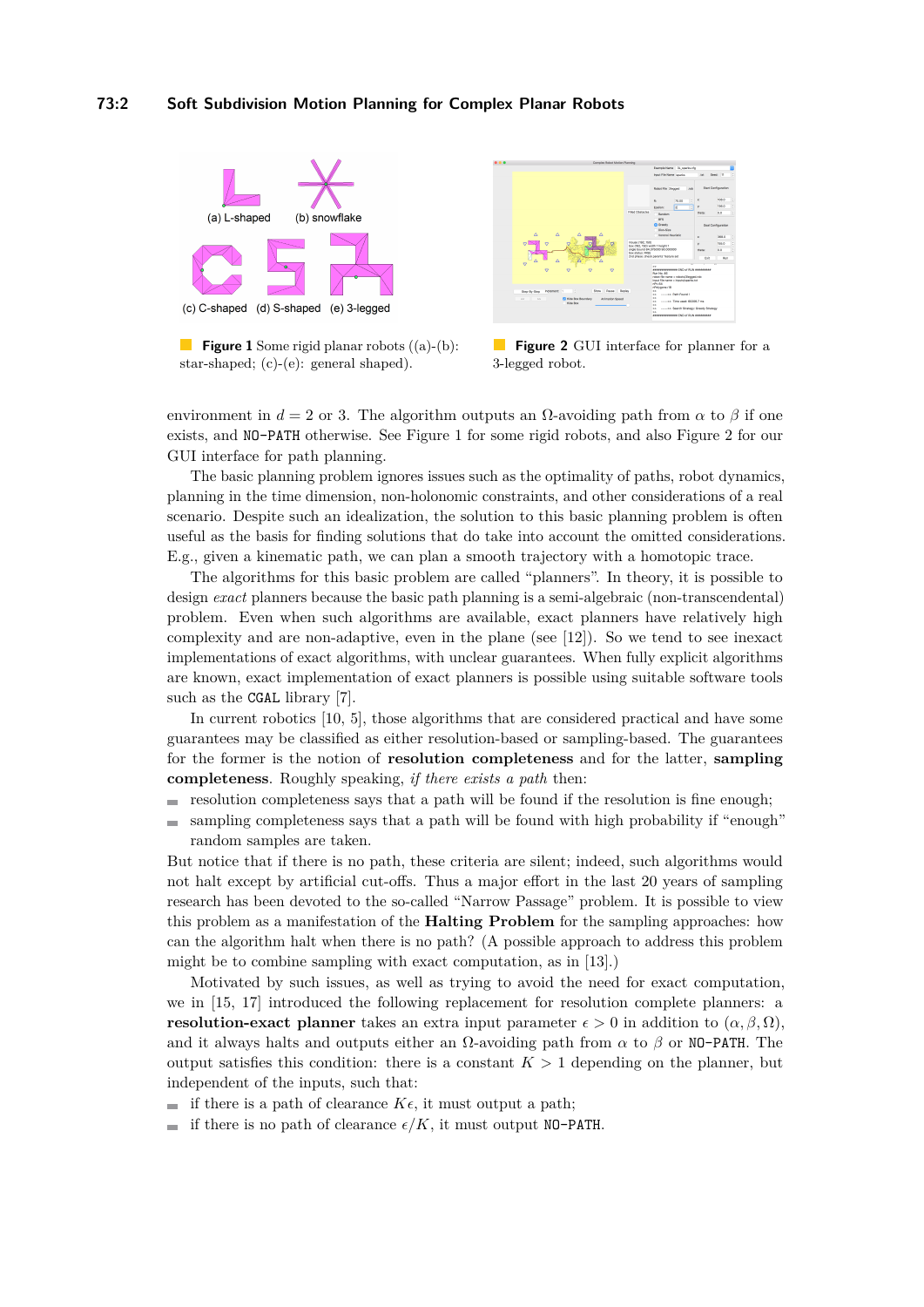**Figure 1** Some rigid planar robots ((a)-(b): star-shaped; (c)-(e): general shaped).

**Figure 2** GUI interface for planner for a 3-legged robot.

environment in $d = 2$ or 3. The algorithm outputs an $\Omega$-avoiding path from $\alpha$ to $\beta$ if one exists, and NO-PATH otherwise. See Figure 1 for some rigid robots, and also Figure 2 for our GUI interface for path planning.

The basic planning problem ignores issues such as the optimality of paths, robot dynamics, planning in the time dimension, non-holonomic constraints, and other considerations of a real scenario. Despite such an idealization, the solution to this basic planning problem is often useful as the basis for finding solutions that do take into account the omitted considerations. E.g., given a kinematic path, we can plan a smooth trajectory with a homotopic trace.

The algorithms for this basic problem are called "planners". In theory, it is possible to design *exact* planners because the basic path planning is a semi-algebraic (non-transcendental) problem. Even when such algorithms are available, exact planners have relatively high complexity and are non-adaptive, even in the plane (see [12]). So we tend to see inexact implementations of exact algorithms, with unclear guarantees. When fully explicit algorithms are known, exact implementation of exact planners is possible using suitable software tools such as the CGAL library [7].

In current robotics [10, 5], those algorithms that are considered practical and have some guarantees may be classified as either resolution-based or sampling-based. The guarantees for the former is the notion of **resolution completeness** and for the latter, **sampling completeness**. Roughly speaking, *if there exists a path* then:

- resolution completeness says that a path will be found if the resolution is fine enough;
- sampling completeness says that a path will be found with high probability if "enough" random samples are taken.

But notice that if there is no path, these criteria are silent; indeed, such algorithms would not halt except by artificial cut-offs. Thus a major effort in the last 20 years of sampling research has been devoted to the so-called "Narrow Passage" problem. It is possible to view this problem as a manifestation of the **Halting Problem** for the sampling approaches: how can the algorithm halt when there is no path? (A possible approach to address this problem might be to combine sampling with exact computation, as in [13].)

Motivated by such issues, as well as trying to avoid the need for exact computation, we in [15, 17] introduced the following replacement for resolution complete planners: a **resolution-exact planner** takes an extra input parameter $\epsilon > 0$ in addition to $(\alpha, \beta, \Omega)$, and it always halts and outputs either an $\Omega$-avoiding path from $\alpha$ to $\beta$ or NO-PATH. The output satisfies this condition: there is a constant $K > 1$ depending on the planner, but independent of the inputs, such that:

- if there is a path of clearance $K\epsilon$, it must output a path;
- if there is no path of clearance $\epsilon/K$, it must output NO-PATH.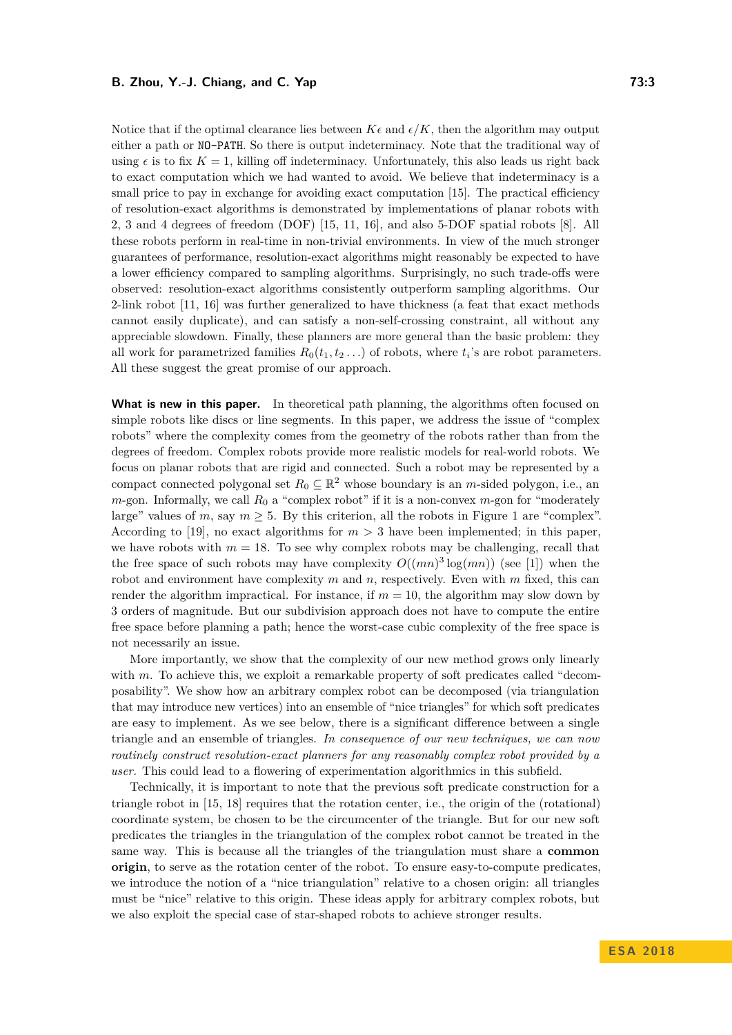Notice that if the optimal clearance lies between $K\epsilon$ and $\epsilon/K$, then the algorithm may output either a path or NO-PATH. So there is output indeterminacy. Note that the traditional way of using $\epsilon$ is to fix $K = 1$, killing off indeterminacy. Unfortunately, this also leads us right back to exact computation which we had wanted to avoid. We believe that indeterminacy is a small price to pay in exchange for avoiding exact computation [15]. The practical efficiency of resolution-exact algorithms is demonstrated by implementations of planar robots with 2, 3 and 4 degrees of freedom (DOF) [15, 11, 16], and also 5-DOF spatial robots [8]. All these robots perform in real-time in non-trivial environments. In view of the much stronger guarantees of performance, resolution-exact algorithms might reasonably be expected to have a lower efficiency compared to sampling algorithms. Surprisingly, no such trade-offs were observed: resolution-exact algorithms consistently outperform sampling algorithms. Our 2-link robot [11, 16] was further generalized to have thickness (a feat that exact methods cannot easily duplicate), and can satisfy a non-self-crossing constraint, all without any appreciable slowdown. Finally, these planners are more general than the basic problem: they all work for parametrized families $R_0(t_1, t_2 \ldots)$ of robots, where $t_i$'s are robot parameters. All these suggest the great promise of our approach.

**What is new in this paper.** In theoretical path planning, the algorithms often focused on simple robots like discs or line segments. In this paper, we address the issue of "complex robots" where the complexity comes from the geometry of the robots rather than from the degrees of freedom. Complex robots provide more realistic models for real-world robots. We focus on planar robots that are rigid and connected. Such a robot may be represented by a compact connected polygonal set $R_0 \subseteq \mathbb{R}^2$ whose boundary is an $m$-sided polygon, i.e., an $m$-gon. Informally, we call $R_0$ a "complex robot" if it is a non-convex $m$-gon for "moderately large" values of $m$, say $m \geq 5$. By this criterion, all the robots in Figure 1 are "complex". According to [19], no exact algorithms for $m > 3$ have been implemented; in this paper, we have robots with $m = 18$. To see why complex robots may be challenging, recall that the free space of such robots may have complexity $O((mn)^3 \log(mn))$ (see [1]) when the robot and environment have complexity $m$ and $n$, respectively. Even with $m$ fixed, this can render the algorithm impractical. For instance, if $m = 10$, the algorithm may slow down by 3 orders of magnitude. But our subdivision approach does not have to compute the entire free space before planning a path; hence the worst-case cubic complexity of the free space is not necessarily an issue.

More importantly, we show that the complexity of our new method grows only linearly with $m$. To achieve this, we exploit a remarkable property of soft predicates called "decomposability". We show how an arbitrary complex robot can be decomposed (via triangulation that may introduce new vertices) into an ensemble of "nice triangles" for which soft predicates are easy to implement. As we see below, there is a significant difference between a single triangle and an ensemble of triangles. *In consequence of our new techniques, we can now routinely construct resolution-exact planners for any reasonably complex robot provided by a user.* This could lead to a flowering of experimentation algorithmics in this subfield.

Technically, it is important to note that the previous soft predicate construction for a triangle robot in [15, 18] requires that the rotation center, i.e., the origin of the (rotational) coordinate system, be chosen to be the circumcenter of the triangle. But for our new soft predicates the triangles in the triangulation of the complex robot cannot be treated in the same way. This is because all the triangles of the triangulation must share a **common origin**, to serve as the rotation center of the robot. To ensure easy-to-compute predicates, we introduce the notion of a "nice triangulation" relative to a chosen origin: all triangles must be "nice" relative to this origin. These ideas apply for arbitrary complex robots, but we also exploit the special case of star-shaped robots to achieve stronger results.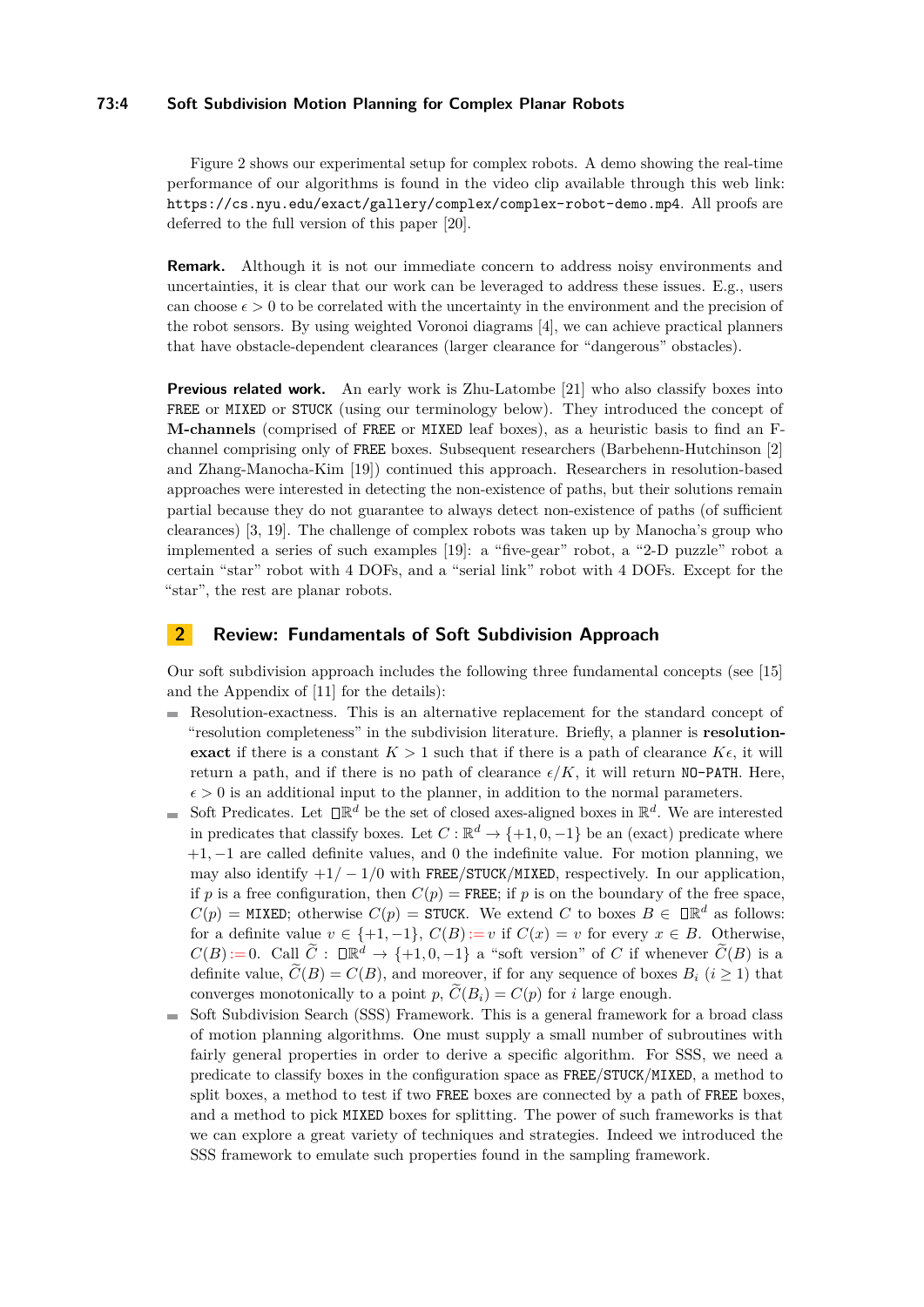Figure 2 shows our experimental setup for complex robots. A demo showing the real-time performance of our algorithms is found in the video clip available through this web link: `https://cs.nyu.edu/exact/gallery/complex/complex-robot-demo.mp4`. All proofs are deferred to the full version of this paper [20].

**Remark.** Although it is not our immediate concern to address noisy environments and uncertainties, it is clear that our work can be leveraged to address these issues. E.g., users can choose $\epsilon > 0$ to be correlated with the uncertainty in the environment and the precision of the robot sensors. By using weighted Voronoi diagrams [4], we can achieve practical planners that have obstacle-dependent clearances (larger clearance for "dangerous" obstacles).

**Previous related work.** An early work is Zhu-Latombe [21] who also classify boxes into `FREE` or `MIXED` or `STUCK` (using our terminology below). They introduced the concept of **M-channels** (comprised of `FREE` or `MIXED` leaf boxes), as a heuristic basis to find an F-channel comprising only of `FREE` boxes. Subsequent researchers (Barbehenn-Hutchinson [2] and Zhang-Manocha-Kim [19]) continued this approach. Researchers in resolution-based approaches were interested in detecting the non-existence of paths, but their solutions remain partial because they do not guarantee to always detect non-existence of paths (of sufficient clearances) [3, 19]. The challenge of complex robots was taken up by Manocha's group who implemented a series of such examples [19]: a "five-gear" robot, a "2-D puzzle" robot a certain "star" robot with 4 DOFs, and a "serial link" robot with 4 DOFs. Except for the "star", the rest are planar robots.

## 2 Review: Fundamentals of Soft Subdivision Approach

Our soft subdivision approach includes the following three fundamental concepts (see [15] and the Appendix of [11] for the details):

- Resolution-exactness. This is an alternative replacement for the standard concept of "resolution completeness" in the subdivision literature. Briefly, a planner is **resolution-exact** if there is a constant $K > 1$ such that if there is a path of clearance $K\epsilon$, it will return a path, and if there is no path of clearance $\epsilon/K$, it will return `NO-PATH`. Here, $\epsilon > 0$ is an additional input to the planner, in addition to the normal parameters.
- Soft Predicates. Let $\square\mathbb{R}^d$ be the set of closed axes-aligned boxes in $\mathbb{R}^d$. We are interested in predicates that classify boxes. Let $C : \mathbb{R}^d \to \{+1, 0, -1\}$ be an (exact) predicate where $+1, -1$ are called definite values, and $0$ the indefinite value. For motion planning, we may also identify $+1/-1/0$ with `FREE`/`STUCK`/`MIXED`, respectively. In our application, if $p$ is a free configuration, then $C(p) =$ `FREE`; if $p$ is on the boundary of the free space, $C(p) =$ `MIXED`; otherwise $C(p) =$ `STUCK`. We extend $C$ to boxes $B \in \square\mathbb{R}^d$ as follows: for a definite value $v \in \{+1, -1\}$, $C(B) := v$ if $C(x) = v$ for every $x \in B$. Otherwise, $C(B) := 0$. Call $\widetilde{C} : \square\mathbb{R}^d \to \{+1, 0, -1\}$ a "soft version" of $C$ if whenever $\widetilde{C}(B)$ is a definite value, $\widetilde{C}(B) = C(B)$, and moreover, if for any sequence of boxes $B_i$ $(i \geq 1)$ that converges monotonically to a point $p$, $\widetilde{C}(B_i) = C(p)$ for $i$ large enough.
- Soft Subdivision Search (SSS) Framework. This is a general framework for a broad class of motion planning algorithms. One must supply a small number of subroutines with fairly general properties in order to derive a specific algorithm. For SSS, we need a predicate to classify boxes in the configuration space as `FREE`/`STUCK`/`MIXED`, a method to split boxes, a method to test if two `FREE` boxes are connected by a path of `FREE` boxes, and a method to pick `MIXED` boxes for splitting. The power of such frameworks is that we can explore a great variety of techniques and strategies. Indeed we introduced the SSS framework to emulate such properties found in the sampling framework.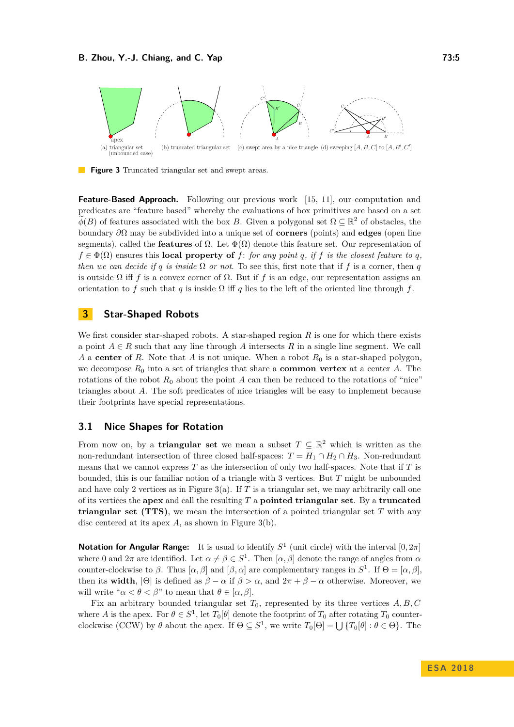Figure 3 Truncated triangular set and swept areas.

**Feature-Based Approach.** Following our previous work [15, 11], our computation and predicates are "feature based" whereby the evaluations of box primitives are based on a set $\widetilde{\phi}(B)$ of features associated with the box $B$. Given a polygonal set $\Omega \subseteq \mathbb{R}^2$ of obstacles, the boundary $\partial\Omega$ may be subdivided into a unique set of **corners** (points) and **edges** (open line segments), called the **features** of $\Omega$. Let $\Phi(\Omega)$ denote this feature set. Our representation of $f \in \Phi(\Omega)$ ensures this **local property of** $f$: *for any point* $q$*, if* $f$ *is the closest feature to* $q$*, then we can decide if* $q$ *is inside* $\Omega$ *or not.* To see this, first note that if $f$ is a corner, then $q$ is outside $\Omega$ iff $f$ is a convex corner of $\Omega$. But if $f$ is an edge, our representation assigns an orientation to $f$ such that $q$ is inside $\Omega$ iff $q$ lies to the left of the oriented line through $f$.

## 3 Star-Shaped Robots

We first consider star-shaped robots. A star-shaped region $R$ is one for which there exists a point $A \in R$ such that any line through $A$ intersects $R$ in a single line segment. We call $A$ a **center** of $R$. Note that $A$ is not unique. When a robot $R_0$ is a star-shaped polygon, we decompose $R_0$ into a set of triangles that share a **common vertex** at a center $A$. The rotations of the robot $R_0$ about the point $A$ can then be reduced to the rotations of "nice" triangles about $A$. The soft predicates of nice triangles will be easy to implement because their footprints have special representations.

### 3.1 Nice Shapes for Rotation

From now on, by a **triangular set** we mean a subset $T \subseteq \mathbb{R}^2$ which is written as the non-redundant intersection of three closed half-spaces: $T = H_1 \cap H_2 \cap H_3$. Non-redundant means that we cannot express $T$ as the intersection of only two half-spaces. Note that if $T$ is bounded, this is our familiar notion of a triangle with 3 vertices. But $T$ might be unbounded and have only 2 vertices as in Figure 3(a). If $T$ is a triangular set, we may arbitrarily call one of its vertices the **apex** and call the resulting $T$ a **pointed triangular set**. By a **truncated triangular set (TTS)**, we mean the intersection of a pointed triangular set $T$ with any disc centered at its apex $A$, as shown in Figure 3(b).

**Notation for Angular Range:** It is usual to identify $S^1$ (unit circle) with the interval $[0, 2\pi]$ where 0 and $2\pi$ are identified. Let $\alpha \neq \beta \in S^1$. Then $[\alpha, \beta]$ denote the range of angles from $\alpha$ counter-clockwise to $\beta$. Thus $[\alpha, \beta]$ and $[\beta, \alpha]$ are complementary ranges in $S^1$. If $\Theta = [\alpha, \beta]$, then its **width**, $|\Theta|$ is defined as $\beta - \alpha$ if $\beta > \alpha$, and $2\pi + \beta - \alpha$ otherwise. Moreover, we will write "$\alpha < \theta < \beta$" to mean that $\theta \in [\alpha, \beta]$.

Fix an arbitrary bounded triangular set $T_0$, represented by its three vertices $A, B, C$ where $A$ is the apex. For $\theta \in S^1$, let $T_0[\theta]$ denote the footprint of $T_0$ after rotating $T_0$ counter-clockwise (CCW) by $\theta$ about the apex. If $\Theta \subseteq S^1$, we write $T_0[\Theta] = \bigcup \{T_0[\theta] : \theta \in \Theta\}$. The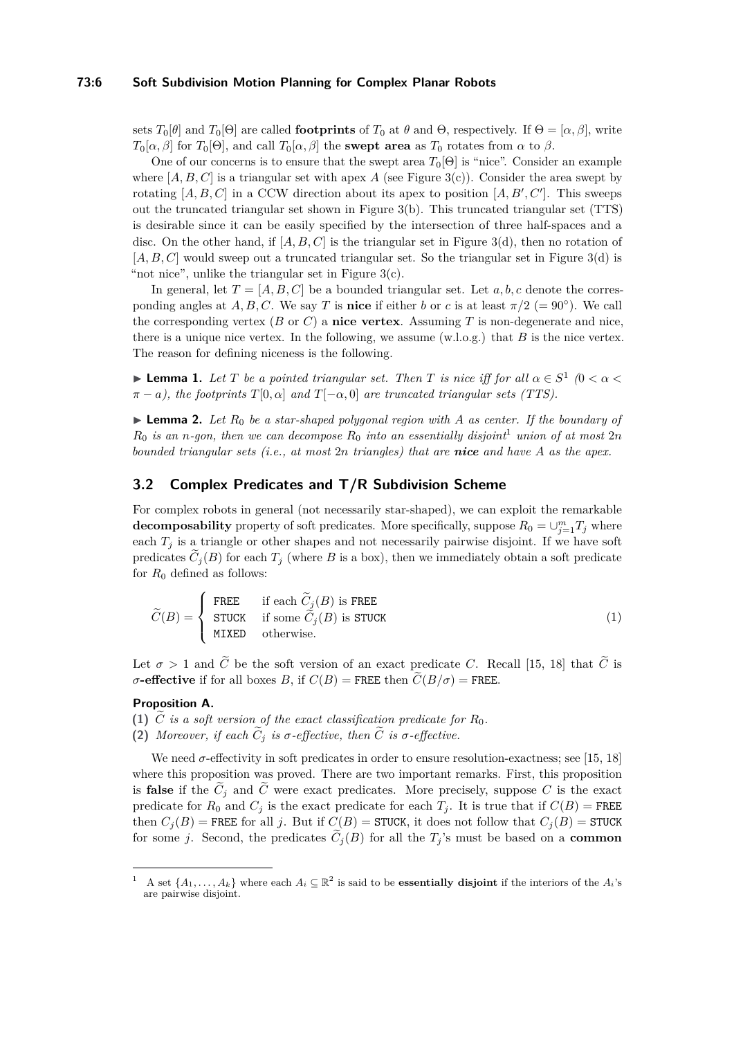sets $T_0[\theta]$ and $T_0[\Theta]$ are called **footprints** of $T_0$ at $\theta$ and $\Theta$, respectively. If $\Theta = [\alpha, \beta]$, write $T_0[\alpha, \beta]$ for $T_0[\Theta]$, and call $T_0[\alpha, \beta]$ the **swept area** as $T_0$ rotates from $\alpha$ to $\beta$.

One of our concerns is to ensure that the swept area $T_0[\Theta]$ is "nice". Consider an example where $[A, B, C]$ is a triangular set with apex $A$ (see Figure 3(c)). Consider the area swept by rotating $[A, B, C]$ in a CCW direction about its apex to position $[A, B', C']$. This sweeps out the truncated triangular set shown in Figure 3(b). This truncated triangular set (TTS) is desirable since it can be easily specified by the intersection of three half-spaces and a disc. On the other hand, if $[A, B, C]$ is the triangular set in Figure 3(d), then no rotation of $[A, B, C]$ would sweep out a truncated triangular set. So the triangular set in Figure 3(d) is "not nice", unlike the triangular set in Figure 3(c).

In general, let $T = [A, B, C]$ be a bounded triangular set. Let $a, b, c$ denote the corresponding angles at $A, B, C$. We say $T$ is **nice** if either $b$ or $c$ is at least $\pi/2$ $(= 90°)$. We call the corresponding vertex ($B$ or $C$) a **nice vertex**. Assuming $T$ is non-degenerate and nice, there is a unique nice vertex. In the following, we assume (w.l.o.g.) that $B$ is the nice vertex. The reason for defining niceness is the following.

▶ **Lemma 1.** *Let $T$ be a pointed triangular set. Then $T$ is nice iff for all $\alpha \in S^1$ $(0 < \alpha < \pi - a)$, the footprints $T[0, \alpha]$ and $T[-\alpha, 0]$ are truncated triangular sets (TTS).*

▶ **Lemma 2.** *Let $R_0$ be a star-shaped polygonal region with $A$ as center. If the boundary of $R_0$ is an $n$-gon, then we can decompose $R_0$ into an essentially disjoint[1] union of at most $2n$ bounded triangular sets (i.e., at most $2n$ triangles) that are **nice** and have $A$ as the apex.*

## 3.2 Complex Predicates and T/R Subdivision Scheme

For complex robots in general (not necessarily star-shaped), we can exploit the remarkable **decomposability** property of soft predicates. More specifically, suppose $R_0 = \cup_{j=1}^{m} T_j$ where each $T_j$ is a triangle or other shapes and not necessarily pairwise disjoint. If we have soft predicates $\widetilde{C}_j(B)$ for each $T_j$ (where $B$ is a box), then we immediately obtain a soft predicate for $R_0$ defined as follows:

$$\widetilde{C}(B) = \begin{cases} \texttt{FREE} & \text{if each } \widetilde{C}_j(B) \text{ is } \texttt{FREE} \\ \texttt{STUCK} & \text{if some } \widetilde{C}_j(B) \text{ is } \texttt{STUCK} \\ \texttt{MIXED} & \text{otherwise.} \end{cases} \tag{1}$$

Let $\sigma > 1$ and $\widetilde{C}$ be the soft version of an exact predicate $C$. Recall [15, 18] that $\widetilde{C}$ is **$\sigma$-effective** if for all boxes $B$, if $C(B) = \texttt{FREE}$ then $\widetilde{C}(B/\sigma) = \texttt{FREE}$.

**Proposition A.**
**(1)** *$\widetilde{C}$ is a soft version of the exact classification predicate for $R_0$.*
**(2)** *Moreover, if each $\widetilde{C}_j$ is $\sigma$-effective, then $\widetilde{C}$ is $\sigma$-effective.*

We need $\sigma$-effectivity in soft predicates in order to ensure resolution-exactness; see [15, 18] where this proposition was proved. There are two important remarks. First, this proposition is **false** if the $\widetilde{C}_j$ and $\widetilde{C}$ were exact predicates. More precisely, suppose $C$ is the exact predicate for $R_0$ and $C_j$ is the exact predicate for each $T_j$. It is true that if $C(B) = \texttt{FREE}$ then $C_j(B) = \texttt{FREE}$ for all $j$. But if $C(B) = \texttt{STUCK}$, it does not follow that $C_j(B) = \texttt{STUCK}$ for some $j$. Second, the predicates $\widetilde{C}_j(B)$ for all the $T_j$'s must be based on a **common**

---

[1] A set $\{A_1, \ldots, A_k\}$ where each $A_i \subseteq \mathbb{R}^2$ is said to be **essentially disjoint** if the interiors of the $A_i$'s are pairwise disjoint.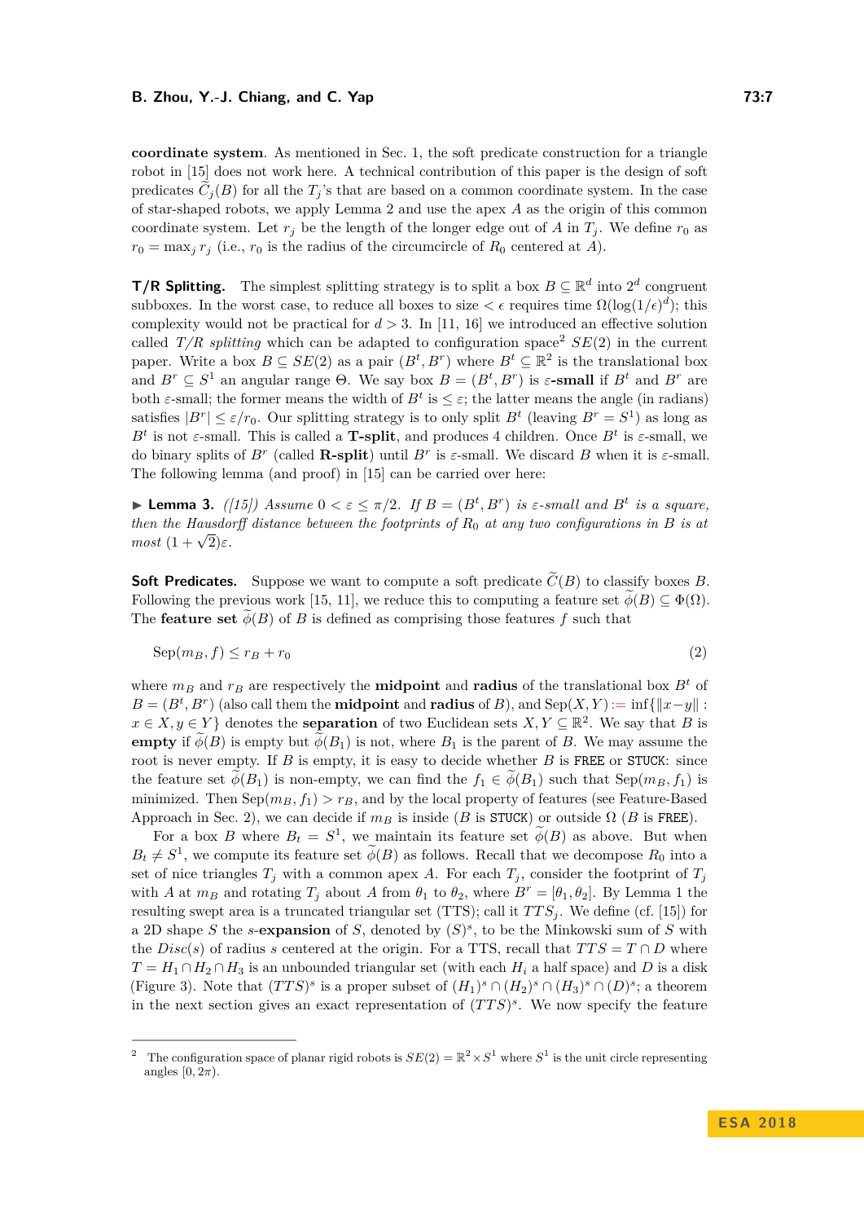**coordinate system**. As mentioned in Sec. 1, the soft predicate construction for a triangle robot in [15] does not work here. A technical contribution of this paper is the design of soft predicates $\widetilde{C}_j(B)$ for all the $T_j$'s that are based on a common coordinate system. In the case of star-shaped robots, we apply Lemma 2 and use the apex $A$ as the origin of this common coordinate system. Let $r_j$ be the length of the longer edge out of $A$ in $T_j$. We define $r_0$ as $r_0 = \max_j r_j$ (i.e., $r_0$ is the radius of the circumcircle of $R_0$ centered at $A$).

**T/R Splitting.** The simplest splitting strategy is to split a box $B \subseteq \mathbb{R}^d$ into $2^d$ congruent subboxes. In the worst case, to reduce all boxes to size $< \epsilon$ requires time $\Omega(\log(1/\epsilon)^d)$; this complexity would not be practical for $d > 3$. In [11, 16] we introduced an effective solution called *T/R splitting* which can be adapted to configuration space[2] $SE(2)$ in the current paper. Write a box $B \subseteq SE(2)$ as a pair $(B^t, B^r)$ where $B^t \subseteq \mathbb{R}^2$ is the translational box and $B^r \subseteq S^1$ an angular range $\Theta$. We say box $B = (B^t, B^r)$ is **$\varepsilon$-small** if $B^t$ and $B^r$ are both $\varepsilon$-small; the former means the width of $B^t$ is $\le \varepsilon$; the latter means the angle (in radians) satisfies $|B^r| \le \varepsilon/r_0$. Our splitting strategy is to only split $B^t$ (leaving $B^r = S^1$) as long as $B^t$ is not $\varepsilon$-small. This is called a **T-split**, and produces 4 children. Once $B^t$ is $\varepsilon$-small, we do binary splits of $B^r$ (called **R-split**) until $B^r$ is $\varepsilon$-small. We discard $B$ when it is $\varepsilon$-small. The following lemma (and proof) in [15] can be carried over here:

▶ **Lemma 3.** *([15]) Assume $0 < \varepsilon \le \pi/2$. If $B = (B^t, B^r)$ is $\varepsilon$-small and $B^t$ is a square, then the Hausdorff distance between the footprints of $R_0$ at any two configurations in $B$ is at most $(1 + \sqrt{2})\varepsilon$.*

**Soft Predicates.** Suppose we want to compute a soft predicate $\widetilde{C}(B)$ to classify boxes $B$. Following the previous work [15, 11], we reduce this to computing a feature set $\widetilde{\phi}(B) \subseteq \Phi(\Omega)$. The **feature set** $\widetilde{\phi}(B)$ of $B$ is defined as comprising those features $f$ such that

$$\mathrm{Sep}(m_B, f) \le r_B + r_0 \tag{2}$$

where $m_B$ and $r_B$ are respectively the **midpoint** and **radius** of the translational box $B^t$ of $B = (B^t, B^r)$ (also call them the **midpoint** and **radius** of $B$), and $\mathrm{Sep}(X, Y) := \inf\{\|x-y\| : x \in X, y \in Y\}$ denotes the **separation** of two Euclidean sets $X, Y \subseteq \mathbb{R}^2$. We say that $B$ is **empty** if $\widetilde{\phi}(B)$ is empty but $\widetilde{\phi}(B_1)$ is not, where $B_1$ is the parent of $B$. We may assume the root is never empty. If $B$ is empty, it is easy to decide whether $B$ is FREE or STUCK: since the feature set $\widetilde{\phi}(B_1)$ is non-empty, we can find the $f_1 \in \widetilde{\phi}(B_1)$ such that $\mathrm{Sep}(m_B, f_1)$ is minimized. Then $\mathrm{Sep}(m_B, f_1) > r_B$, and by the local property of features (see Feature-Based Approach in Sec. 2), we can decide if $m_B$ is inside ($B$ is STUCK) or outside $\Omega$ ($B$ is FREE).

For a box $B$ where $B_t = S^1$, we maintain its feature set $\widetilde{\phi}(B)$ as above. But when $B_t \neq S^1$, we compute its feature set $\widetilde{\phi}(B)$ as follows. Recall that we decompose $R_0$ into a set of nice triangles $T_j$ with a common apex $A$. For each $T_j$, consider the footprint of $T_j$ with $A$ at $m_B$ and rotating $T_j$ about $A$ from $\theta_1$ to $\theta_2$, where $B^r = [\theta_1, \theta_2]$. By Lemma 1 the resulting swept area is a truncated triangular set (TTS); call it $TTS_j$. We define (cf. [15]) for a 2D shape $S$ the **$s$-expansion** of $S$, denoted by $(S)^s$, to be the Minkowski sum of $S$ with the $Disc(s)$ of radius $s$ centered at the origin. For a TTS, recall that $TTS = T \cap D$ where $T = H_1 \cap H_2 \cap H_3$ is an unbounded triangular set (with each $H_i$ a half space) and $D$ is a disk (Figure 3). Note that $(TTS)^s$ is a proper subset of $(H_1)^s \cap (H_2)^s \cap (H_3)^s \cap (D)^s$; a theorem in the next section gives an exact representation of $(TTS)^s$. We now specify the feature

---

[2] The configuration space of planar rigid robots is $SE(2) = \mathbb{R}^2 \times S^1$ where $S^1$ is the unit circle representing angles $[0, 2\pi)$.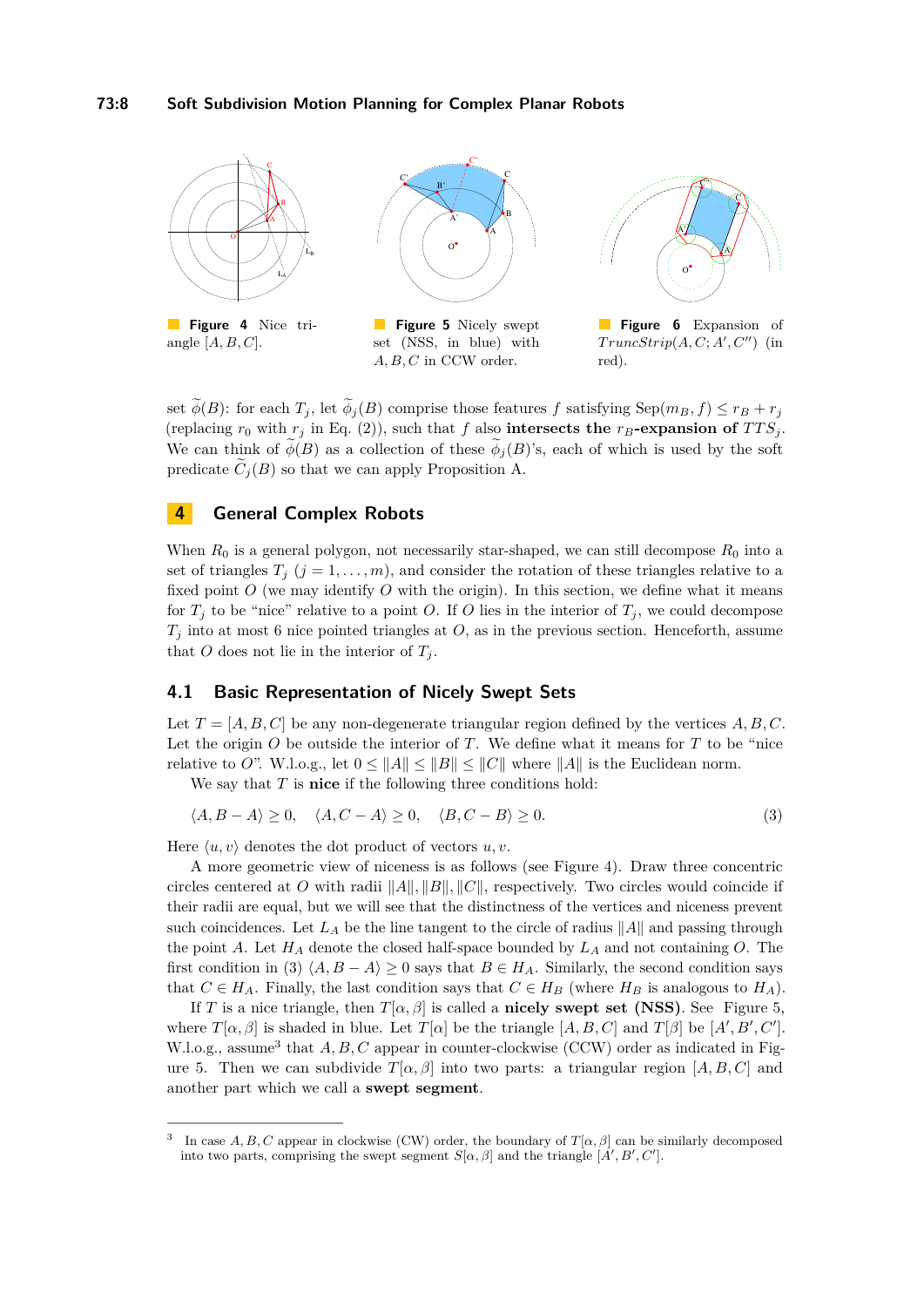**Figure 4** Nice triangle $[A, B, C]$.

**Figure 5** Nicely swept set (NSS, in blue) with $A, B, C$ in CCW order.

**Figure 6** Expansion of $TruncStrip(A, C; A', C'')$ (in red).

set $\widetilde{\phi}(B)$: for each $T_j$, let $\widetilde{\phi}_j(B)$ comprise those features $f$ satisfying $\text{Sep}(m_B, f) \le r_B + r_j$ (replacing $r_0$ with $r_j$ in Eq. (2)), such that $f$ also **intersects the** $r_B$**-expansion of** $TTS_j$. We can think of $\widetilde{\phi}(B)$ as a collection of these $\widetilde{\phi}_j(B)$'s, each of which is used by the soft predicate $\widetilde{C}_j(B)$ so that we can apply Proposition A.

## 4 General Complex Robots

When $R_0$ is a general polygon, not necessarily star-shaped, we can still decompose $R_0$ into a set of triangles $T_j$ $(j = 1, \ldots, m)$, and consider the rotation of these triangles relative to a fixed point $O$ (we may identify $O$ with the origin). In this section, we define what it means for $T_j$ to be "nice" relative to a point $O$. If $O$ lies in the interior of $T_j$, we could decompose $T_j$ into at most 6 nice pointed triangles at $O$, as in the previous section. Henceforth, assume that $O$ does not lie in the interior of $T_j$.

### 4.1 Basic Representation of Nicely Swept Sets

Let $T = [A, B, C]$ be any non-degenerate triangular region defined by the vertices $A, B, C$. Let the origin $O$ be outside the interior of $T$. We define what it means for $T$ to be "nice relative to $O$". W.l.o.g., let $0 \le \|A\| \le \|B\| \le \|C\|$ where $\|A\|$ is the Euclidean norm.

We say that $T$ is **nice** if the following three conditions hold:

$$\langle A, B - A \rangle \ge 0, \quad \langle A, C - A \rangle \ge 0, \quad \langle B, C - B \rangle \ge 0. \tag{3}$$

Here $\langle u, v \rangle$ denotes the dot product of vectors $u, v$.

A more geometric view of niceness is as follows (see Figure 4). Draw three concentric circles centered at $O$ with radii $\|A\|, \|B\|, \|C\|$, respectively. Two circles would coincide if their radii are equal, but we will see that the distinctness of the vertices and niceness prevent such coincidences. Let $L_A$ be the line tangent to the circle of radius $\|A\|$ and passing through the point $A$. Let $H_A$ denote the closed half-space bounded by $L_A$ and not containing $O$. The first condition in (3) $\langle A, B - A \rangle \ge 0$ says that $B \in H_A$. Similarly, the second condition says that $C \in H_A$. Finally, the last condition says that $C \in H_B$ (where $H_B$ is analogous to $H_A$).

If $T$ is a nice triangle, then $T[\alpha, \beta]$ is called a **nicely swept set (NSS)**. See Figure 5, where $T[\alpha, \beta]$ is shaded in blue. Let $T[\alpha]$ be the triangle $[A, B, C]$ and $T[\beta]$ be $[A', B', C']$. W.l.o.g., assume[3] that $A, B, C$ appear in counter-clockwise (CCW) order as indicated in Figure 5. Then we can subdivide $T[\alpha, \beta]$ into two parts: a triangular region $[A, B, C]$ and another part which we call a **swept segment**.

[3] In case $A, B, C$ appear in clockwise (CW) order, the boundary of $T[\alpha, \beta]$ can be similarly decomposed into two parts, comprising the swept segment $S[\alpha, \beta]$ and the triangle $[A', B', C']$.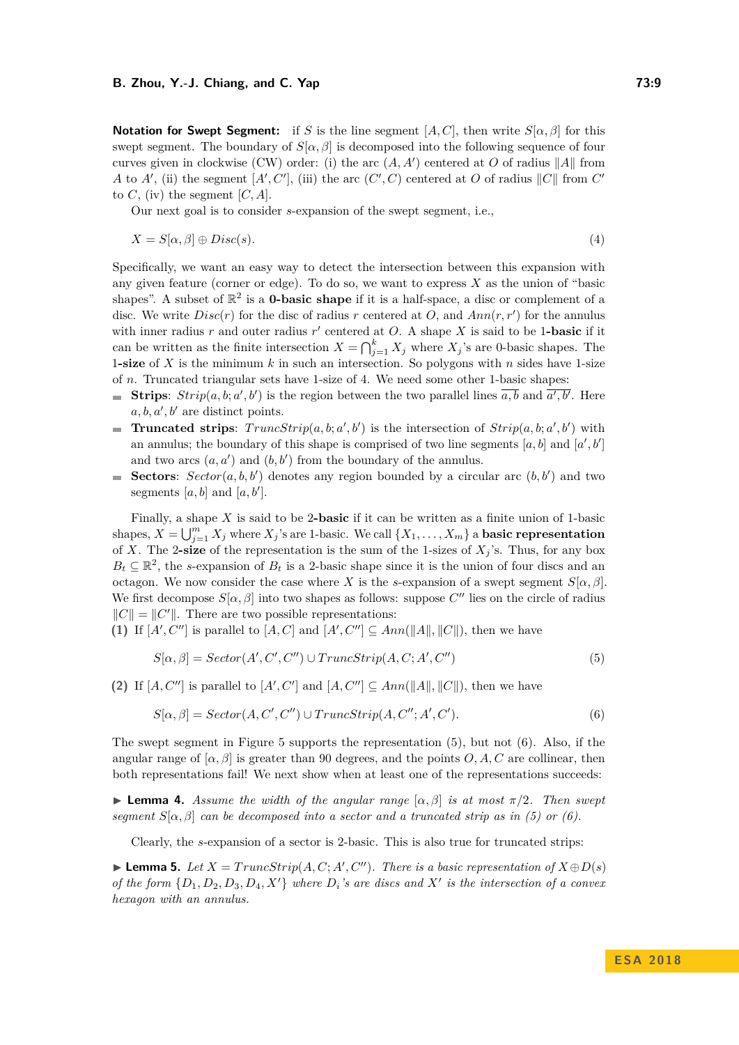**Notation for Swept Segment:** if $S$ is the line segment $[A, C]$, then write $S[\alpha, \beta]$ for this swept segment. The boundary of $S[\alpha, \beta]$ is decomposed into the following sequence of four curves given in clockwise (CW) order: (i) the arc $(A, A')$ centered at $O$ of radius $\|A\|$ from $A$ to $A'$, (ii) the segment $[A', C']$, (iii) the arc $(C', C)$ centered at $O$ of radius $\|C\|$ from $C'$ to $C$, (iv) the segment $[C, A]$.

Our next goal is to consider $s$-expansion of the swept segment, i.e.,

$$X = S[\alpha, \beta] \oplus Disc(s). \tag{4}$$

Specifically, we want an easy way to detect the intersection between this expansion with any given feature (corner or edge). To do so, we want to express $X$ as the union of "basic shapes". A subset of $\mathbb{R}^2$ is a **0-basic shape** if it is a half-space, a disc or complement of a disc. We write $Disc(r)$ for the disc of radius $r$ centered at $O$, and $Ann(r, r')$ for the annulus with inner radius $r$ and outer radius $r'$ centered at $O$. A shape $X$ is said to be **1-basic** if it can be written as the finite intersection $X = \bigcap_{j=1}^{k} X_j$ where $X_j$'s are 0-basic shapes. The **1-size** of $X$ is the minimum $k$ in such an intersection. So polygons with $n$ sides have 1-size of $n$. Truncated triangular sets have 1-size of 4. We need some other 1-basic shapes:

- **Strips**: $Strip(a, b; a', b')$ is the region between the two parallel lines $\overline{a, b}$ and $\overline{a', b'}$. Here $a, b, a', b'$ are distinct points.
- **Truncated strips**: $TruncStrip(a, b; a', b')$ is the intersection of $Strip(a, b; a', b')$ with an annulus; the boundary of this shape is comprised of two line segments $[a, b]$ and $[a', b']$ and two arcs $(a, a')$ and $(b, b')$ from the boundary of the annulus.
- **Sectors**: $Sector(a, b, b')$ denotes any region bounded by a circular arc $(b, b')$ and two segments $[a, b]$ and $[a, b']$.

Finally, a shape $X$ is said to be **2-basic** if it can be written as a finite union of 1-basic shapes, $X = \bigcup_{j=1}^{m} X_j$ where $X_j$'s are 1-basic. We call $\{X_1, \ldots, X_m\}$ a **basic representation** of $X$. The **2-size** of the representation is the sum of the 1-sizes of $X_j$'s. Thus, for any box $B_t \subseteq \mathbb{R}^2$, the $s$-expansion of $B_t$ is a 2-basic shape since it is the union of four discs and an octagon. We now consider the case where $X$ is the $s$-expansion of a swept segment $S[\alpha, \beta]$. We first decompose $S[\alpha, \beta]$ into two shapes as follows: suppose $C''$ lies on the circle of radius $\|C\| = \|C'\|$. There are two possible representations:

**(1)** If $[A', C'']$ is parallel to $[A, C]$ and $[A', C''] \subseteq Ann(\|A\|, \|C\|)$, then we have

$$S[\alpha, \beta] = Sector(A', C', C'') \cup TruncStrip(A, C; A', C'') \tag{5}$$

**(2)** If $[A, C'']$ is parallel to $[A', C']$ and $[A, C''] \subseteq Ann(\|A\|, \|C\|)$, then we have

$$S[\alpha, \beta] = Sector(A, C', C'') \cup TruncStrip(A, C''; A', C'). \tag{6}$$

The swept segment in Figure 5 supports the representation (5), but not (6). Also, if the angular range of $[\alpha, \beta]$ is greater than 90 degrees, and the points $O, A, C$ are collinear, then both representations fail! We next show when at least one of the representations succeeds:

▶ **Lemma 4.** *Assume the width of the angular range $[\alpha, \beta]$ is at most $\pi/2$. Then swept segment $S[\alpha, \beta]$ can be decomposed into a sector and a truncated strip as in (5) or (6).*

Clearly, the $s$-expansion of a sector is 2-basic. This is also true for truncated strips:

▶ **Lemma 5.** *Let $X = TruncStrip(A, C; A', C'')$. There is a basic representation of $X \oplus D(s)$ of the form $\{D_1, D_2, D_3, D_4, X'\}$ where $D_i$'s are discs and $X'$ is the intersection of a convex hexagon with an annulus.*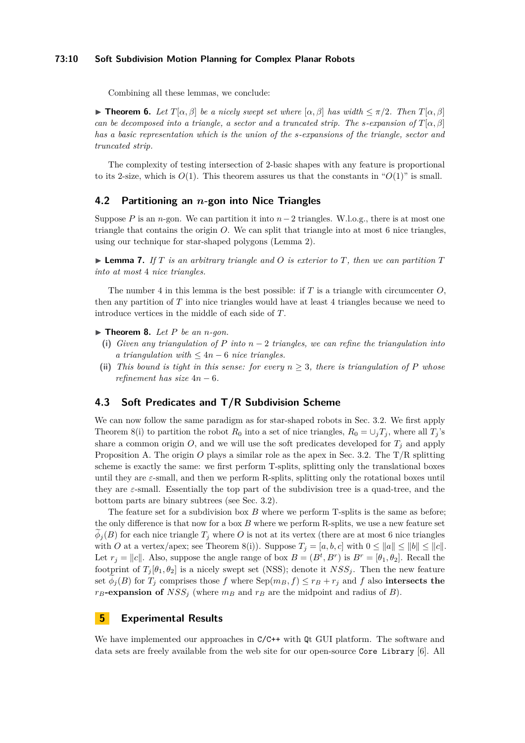Combining all these lemmas, we conclude:

▶ **Theorem 6.** *Let $T[\alpha, \beta]$ be a nicely swept set where $[\alpha, \beta]$ has width $\le \pi/2$. Then $T[\alpha, \beta]$ can be decomposed into a triangle, a sector and a truncated strip. The s-expansion of $T[\alpha, \beta]$ has a basic representation which is the union of the s-expansions of the triangle, sector and truncated strip.*

The complexity of testing intersection of 2-basic shapes with any feature is proportional to its 2-size, which is $O(1)$. This theorem assures us that the constants in "$O(1)$" is small.

## 4.2 Partitioning an $n$-gon into Nice Triangles

Suppose $P$ is an $n$-gon. We can partition it into $n-2$ triangles. W.l.o.g., there is at most one triangle that contains the origin $O$. We can split that triangle into at most 6 nice triangles, using our technique for star-shaped polygons (Lemma 2).

▶ **Lemma 7.** *If $T$ is an arbitrary triangle and $O$ is exterior to $T$, then we can partition $T$ into at most 4 nice triangles.*

The number 4 in this lemma is the best possible: if $T$ is a triangle with circumcenter $O$, then any partition of $T$ into nice triangles would have at least 4 triangles because we need to introduce vertices in the middle of each side of $T$.

▶ **Theorem 8.** *Let $P$ be an $n$-gon.*

- **(i)** *Given any triangulation of $P$ into $n-2$ triangles, we can refine the triangulation into a triangulation with $\le 4n-6$ nice triangles.*
- **(ii)** *This bound is tight in this sense: for every $n \ge 3$, there is triangulation of $P$ whose refinement has size $4n-6$.*

## 4.3 Soft Predicates and T/R Subdivision Scheme

We can now follow the same paradigm as for star-shaped robots in Sec. 3.2. We first apply Theorem 8(i) to partition the robot $R_0$ into a set of nice triangles, $R_0 = \cup_j T_j$, where all $T_j$'s share a common origin $O$, and we will use the soft predicates developed for $T_j$ and apply Proposition A. The origin $O$ plays a similar role as the apex in Sec. 3.2. The T/R splitting scheme is exactly the same: we first perform T-splits, splitting only the translational boxes until they are $\varepsilon$-small, and then we perform R-splits, splitting only the rotational boxes until they are $\varepsilon$-small. Essentially the top part of the subdivision tree is a quad-tree, and the bottom parts are binary subtrees (see Sec. 3.2).

The feature set for a subdivision box $B$ where we perform T-splits is the same as before; the only difference is that now for a box $B$ where we perform R-splits, we use a new feature set $\widetilde{\phi}_j(B)$ for each nice triangle $T_j$ where $O$ is not at its vertex (there are at most 6 nice triangles with $O$ at a vertex/apex; see Theorem 8(i)). Suppose $T_j = [a, b, c]$ with $0 \le \|a\| \le \|b\| \le \|c\|$. Let $r_j = \|c\|$. Also, suppose the angle range of box $B = (B^t, B^r)$ is $B^r = [\theta_1, \theta_2]$. Recall the footprint of $T_j[\theta_1, \theta_2]$ is a nicely swept set (NSS); denote it $NSS_j$. Then the new feature set $\widetilde{\phi}_j(B)$ for $T_j$ comprises those $f$ where $\mathrm{Sep}(m_B, f) \le r_B + r_j$ and $f$ also **intersects the $r_B$-expansion of** $NSS_j$ (where $m_B$ and $r_B$ are the midpoint and radius of $B$).

# 5 Experimental Results

We have implemented our approaches in `C/C++` with `Qt` GUI platform. The software and data sets are freely available from the web site for our open-source `Core Library` [6]. All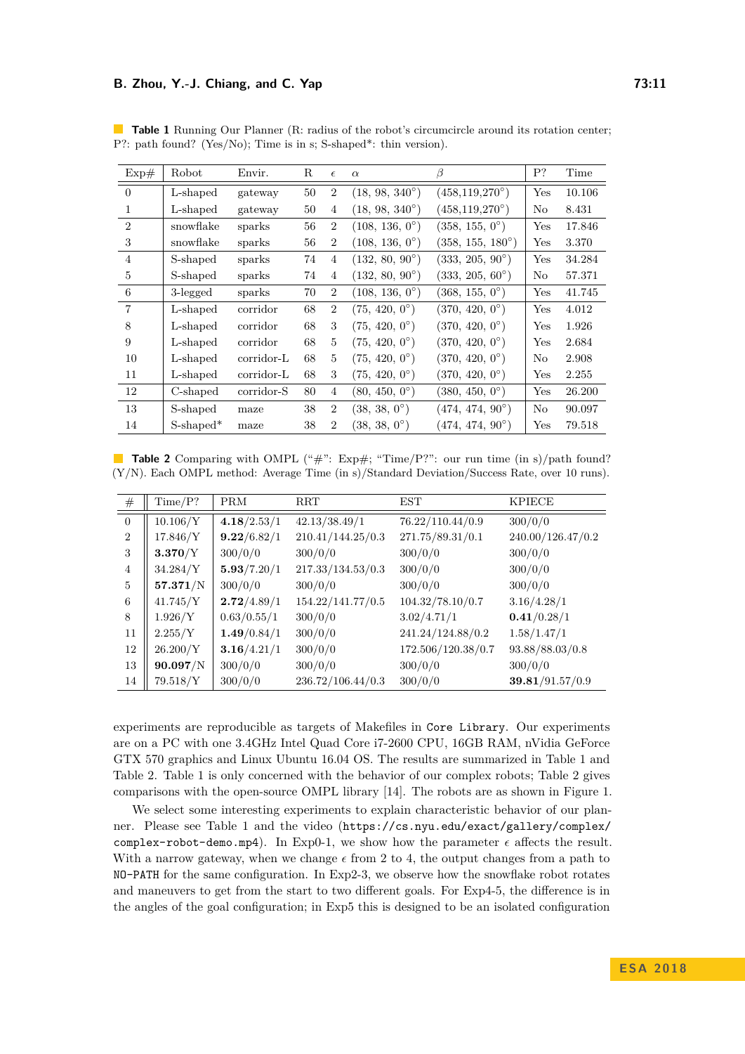**Table 1** Running Our Planner (R: radius of the robot's circumcircle around its rotation center; P?: path found? (Yes/No); Time is in s; S-shaped*: thin version).

| Exp# | Robot | Envir. | R | $\epsilon$ | $\alpha$ | $\beta$ | P? | Time |
|---|---|---|---|---|---|---|---|---|
| 0 | L-shaped | gateway | 50 | 2 | (18, 98, 340°) | (458,119,270°) | Yes | 10.106 |
| 1 | L-shaped | gateway | 50 | 4 | (18, 98, 340°) | (458,119,270°) | No | 8.431 |
| 2 | snowflake | sparks | 56 | 2 | (108, 136, 0°) | (358, 155, 0°) | Yes | 17.846 |
| 3 | snowflake | sparks | 56 | 2 | (108, 136, 0°) | (358, 155, 180°) | Yes | 3.370 |
| 4 | S-shaped | sparks | 74 | 4 | (132, 80, 90°) | (333, 205, 90°) | Yes | 34.284 |
| 5 | S-shaped | sparks | 74 | 4 | (132, 80, 90°) | (333, 205, 60°) | No | 57.371 |
| 6 | 3-legged | sparks | 70 | 2 | (108, 136, 0°) | (368, 155, 0°) | Yes | 41.745 |
| 7 | L-shaped | corridor | 68 | 2 | (75, 420, 0°) | (370, 420, 0°) | Yes | 4.012 |
| 8 | L-shaped | corridor | 68 | 3 | (75, 420, 0°) | (370, 420, 0°) | Yes | 1.926 |
| 9 | L-shaped | corridor | 68 | 5 | (75, 420, 0°) | (370, 420, 0°) | Yes | 2.684 |
| 10 | L-shaped | corridor-L | 68 | 5 | (75, 420, 0°) | (370, 420, 0°) | No | 2.908 |
| 11 | L-shaped | corridor-L | 68 | 3 | (75, 420, 0°) | (370, 420, 0°) | Yes | 2.255 |
| 12 | C-shaped | corridor-S | 80 | 4 | (80, 450, 0°) | (380, 450, 0°) | Yes | 26.200 |
| 13 | S-shaped | maze | 38 | 2 | (38, 38, 0°) | (474, 474, 90°) | No | 90.097 |
| 14 | S-shaped* | maze | 38 | 2 | (38, 38, 0°) | (474, 474, 90°) | Yes | 79.518 |

**Table 2** Comparing with OMPL ("#": Exp#; "Time/P?": our run time (in s)/path found? (Y/N). Each OMPL method: Average Time (in s)/Standard Deviation/Success Rate, over 10 runs).

| # | Time/P? | PRM | RRT | EST | KPIECE |
|---|---|---|---|---|---|
| 0 | 10.106/Y | **4.18**/2.53/1 | 42.13/38.49/1 | 76.22/110.44/0.9 | 300/0/0 |
| 2 | 17.846/Y | **9.22**/6.82/1 | 210.41/144.25/0.3 | 271.75/89.31/0.1 | 240.00/126.47/0.2 |
| 3 | **3.370**/Y | 300/0/0 | 300/0/0 | 300/0/0 | 300/0/0 |
| 4 | 34.284/Y | **5.93**/7.20/1 | 217.33/134.53/0.3 | 300/0/0 | 300/0/0 |
| 5 | **57.371**/N | 300/0/0 | 300/0/0 | 300/0/0 | 300/0/0 |
| 6 | 41.745/Y | **2.72**/4.89/1 | 154.22/141.77/0.5 | 104.32/78.10/0.7 | 3.16/4.28/1 |
| 8 | 1.926/Y | 0.63/0.55/1 | 300/0/0 | 3.02/4.71/1 | **0.41**/0.28/1 |
| 11 | 2.255/Y | **1.49**/0.84/1 | 300/0/0 | 241.24/124.88/0.2 | 1.58/1.47/1 |
| 12 | 26.200/Y | **3.16**/4.21/1 | 300/0/0 | 172.506/120.38/0.7 | 93.88/88.03/0.8 |
| 13 | **90.097**/N | 300/0/0 | 300/0/0 | 300/0/0 | 300/0/0 |
| 14 | 79.518/Y | 300/0/0 | 236.72/106.44/0.3 | 300/0/0 | **39.81**/91.57/0.9 |

experiments are reproducible as targets of Makefiles in `Core Library`. Our experiments are on a PC with one 3.4GHz Intel Quad Core i7-2600 CPU, 16GB RAM, nVidia GeForce GTX 570 graphics and Linux Ubuntu 16.04 OS. The results are summarized in Table 1 and Table 2. Table 1 is only concerned with the behavior of our complex robots; Table 2 gives comparisons with the open-source OMPL library [14]. The robots are as shown in Figure 1.

We select some interesting experiments to explain characteristic behavior of our planner. Please see Table 1 and the video (`https://cs.nyu.edu/exact/gallery/complex/complex-robot-demo.mp4`). In Exp0-1, we show how the parameter $\epsilon$ affects the result. With a narrow gateway, when we change $\epsilon$ from 2 to 4, the output changes from a path to `NO-PATH` for the same configuration. In Exp2-3, we observe how the snowflake robot rotates and maneuvers to get from the start to two different goals. For Exp4-5, the difference is in the angles of the goal configuration; in Exp5 this is designed to be an isolated configuration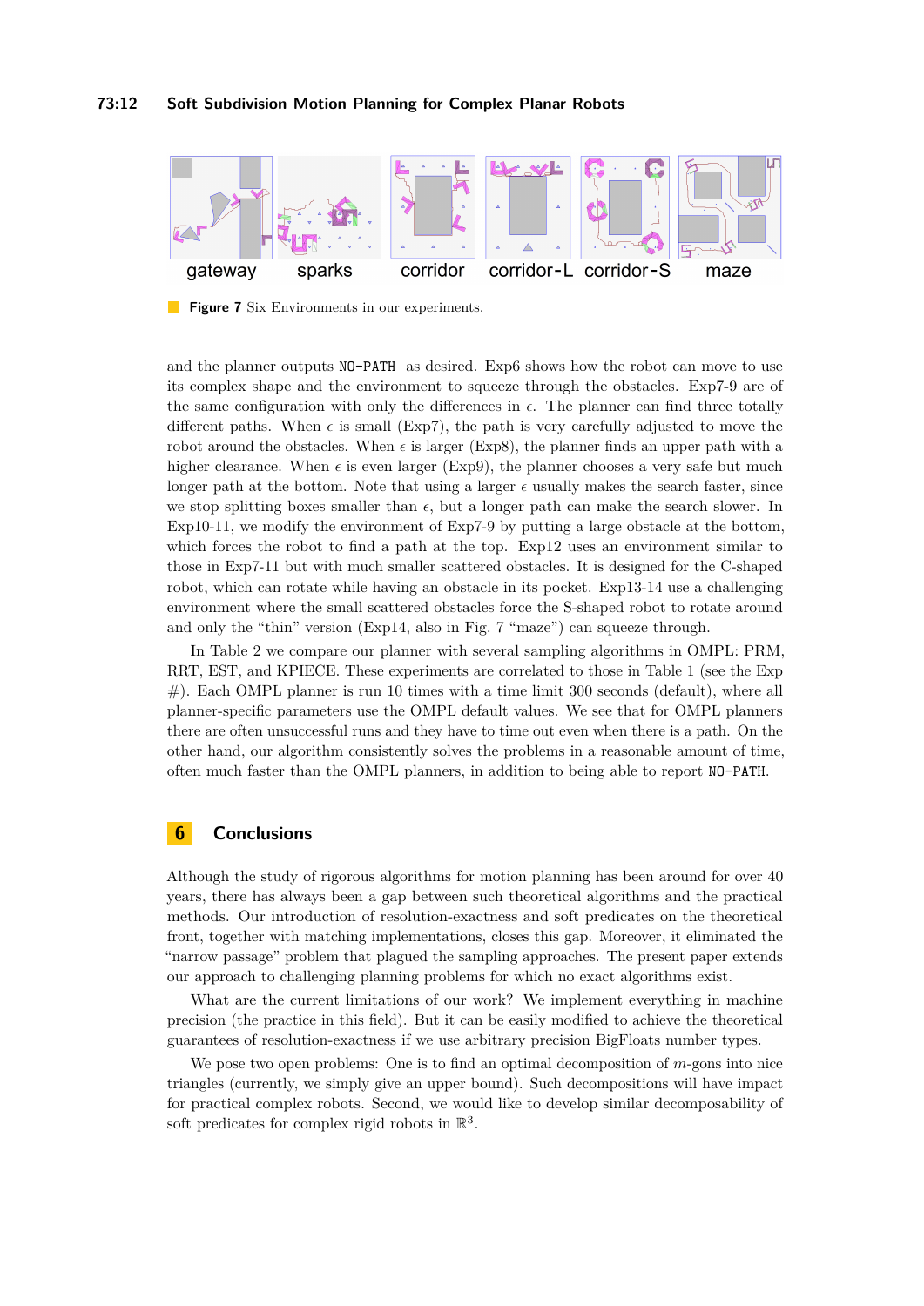gateway sparks corridor corridor-L corridor-S maze

**Figure 7** Six Environments in our experiments.

and the planner outputs NO-PATH as desired. Exp6 shows how the robot can move to use its complex shape and the environment to squeeze through the obstacles. Exp7-9 are of the same configuration with only the differences in $\epsilon$. The planner can find three totally different paths. When $\epsilon$ is small (Exp7), the path is very carefully adjusted to move the robot around the obstacles. When $\epsilon$ is larger (Exp8), the planner finds an upper path with a higher clearance. When $\epsilon$ is even larger (Exp9), the planner chooses a very safe but much longer path at the bottom. Note that using a larger $\epsilon$ usually makes the search faster, since we stop splitting boxes smaller than $\epsilon$, but a longer path can make the search slower. In Exp10-11, we modify the environment of Exp7-9 by putting a large obstacle at the bottom, which forces the robot to find a path at the top. Exp12 uses an environment similar to those in Exp7-11 but with much smaller scattered obstacles. It is designed for the C-shaped robot, which can rotate while having an obstacle in its pocket. Exp13-14 use a challenging environment where the small scattered obstacles force the S-shaped robot to rotate around and only the "thin" version (Exp14, also in Fig. 7 "maze") can squeeze through.

In Table 2 we compare our planner with several sampling algorithms in OMPL: PRM, RRT, EST, and KPIECE. These experiments are correlated to those in Table 1 (see the Exp #). Each OMPL planner is run 10 times with a time limit 300 seconds (default), where all planner-specific parameters use the OMPL default values. We see that for OMPL planners there are often unsuccessful runs and they have to time out even when there is a path. On the other hand, our algorithm consistently solves the problems in a reasonable amount of time, often much faster than the OMPL planners, in addition to being able to report NO-PATH.

## 6 Conclusions

Although the study of rigorous algorithms for motion planning has been around for over 40 years, there has always been a gap between such theoretical algorithms and the practical methods. Our introduction of resolution-exactness and soft predicates on the theoretical front, together with matching implementations, closes this gap. Moreover, it eliminated the "narrow passage" problem that plagued the sampling approaches. The present paper extends our approach to challenging planning problems for which no exact algorithms exist.

What are the current limitations of our work? We implement everything in machine precision (the practice in this field). But it can be easily modified to achieve the theoretical guarantees of resolution-exactness if we use arbitrary precision BigFloats number types.

We pose two open problems: One is to find an optimal decomposition of $m$-gons into nice triangles (currently, we simply give an upper bound). Such decompositions will have impact for practical complex robots. Second, we would like to develop similar decomposability of soft predicates for complex rigid robots in $\mathbb{R}^3$.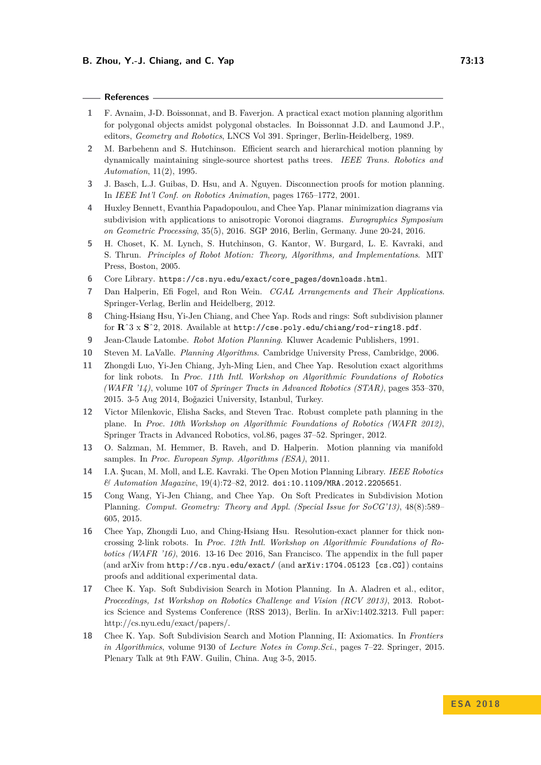## References

1. F. Avnaim, J-D. Boissonnat, and B. Faverjon. A practical exact motion planning algorithm for polygonal objects amidst polygonal obstacles. In Boissonnat J.D. and Laumond J.P., editors, *Geometry and Robotics*, LNCS Vol 391. Springer, Berlin-Heidelberg, 1989.
2. M. Barbehenn and S. Hutchinson. Efficient search and hierarchical motion planning by dynamically maintaining single-source shortest paths trees. *IEEE Trans. Robotics and Automation*, 11(2), 1995.
3. J. Basch, L.J. Guibas, D. Hsu, and A. Nguyen. Disconnection proofs for motion planning. In *IEEE Int'l Conf. on Robotics Animation*, pages 1765–1772, 2001.
4. Huxley Bennett, Evanthia Papadopoulou, and Chee Yap. Planar minimization diagrams via subdivision with applications to anisotropic Voronoi diagrams. *Eurographics Symposium on Geometric Processing*, 35(5), 2016. SGP 2016, Berlin, Germany. June 20-24, 2016.
5. H. Choset, K. M. Lynch, S. Hutchinson, G. Kantor, W. Burgard, L. E. Kavraki, and S. Thrun. *Principles of Robot Motion: Theory, Algorithms, and Implementations*. MIT Press, Boston, 2005.
6. Core Library. `https://cs.nyu.edu/exact/core_pages/downloads.html`.
7. Dan Halperin, Efi Fogel, and Ron Wein. *CGAL Arrangements and Their Applications*. Springer-Verlag, Berlin and Heidelberg, 2012.
8. Ching-Hsiang Hsu, Yi-Jen Chiang, and Chee Yap. Rods and rings: Soft subdivision planner for **R**ˆ3 x **S**ˆ2, 2018. Available at `http://cse.poly.edu/chiang/rod-ring18.pdf`.
9. Jean-Claude Latombe. *Robot Motion Planning*. Kluwer Academic Publishers, 1991.
10. Steven M. LaValle. *Planning Algorithms*. Cambridge University Press, Cambridge, 2006.
11. Zhongdi Luo, Yi-Jen Chiang, Jyh-Ming Lien, and Chee Yap. Resolution exact algorithms for link robots. In *Proc. 11th Intl. Workshop on Algorithmic Foundations of Robotics (WAFR '14)*, volume 107 of *Springer Tracts in Advanced Robotics (STAR)*, pages 353–370, 2015. 3-5 Aug 2014, Boğazici University, Istanbul, Turkey.
12. Victor Milenkovic, Elisha Sacks, and Steven Trac. Robust complete path planning in the plane. In *Proc. 10th Workshop on Algorithmic Foundations of Robotics (WAFR 2012)*, Springer Tracts in Advanced Robotics, vol.86, pages 37–52. Springer, 2012.
13. O. Salzman, M. Hemmer, B. Raveh, and D. Halperin. Motion planning via manifold samples. In *Proc. European Symp. Algorithms (ESA)*, 2011.
14. I.A. Şucan, M. Moll, and L.E. Kavraki. The Open Motion Planning Library. *IEEE Robotics & Automation Magazine*, 19(4):72–82, 2012. `doi:10.1109/MRA.2012.2205651`.
15. Cong Wang, Yi-Jen Chiang, and Chee Yap. On Soft Predicates in Subdivision Motion Planning. *Comput. Geometry: Theory and Appl. (Special Issue for SoCG'13)*, 48(8):589–605, 2015.
16. Chee Yap, Zhongdi Luo, and Ching-Hsiang Hsu. Resolution-exact planner for thick non-crossing 2-link robots. In *Proc. 12th Intl. Workshop on Algorithmic Foundations of Robotics (WAFR '16)*, 2016. 13-16 Dec 2016, San Francisco. The appendix in the full paper (and arXiv from `http://cs.nyu.edu/exact/` (and `arXiv:1704.05123 [cs.CG]`) contains proofs and additional experimental data.
17. Chee K. Yap. Soft Subdivision Search in Motion Planning. In A. Aladren et al., editor, *Proceedings, 1st Workshop on Robotics Challenge and Vision (RCV 2013)*, 2013. Robotics Science and Systems Conference (RSS 2013), Berlin. In arXiv:1402.3213. Full paper: http://cs.nyu.edu/exact/papers/.
18. Chee K. Yap. Soft Subdivision Search and Motion Planning, II: Axiomatics. In *Frontiers in Algorithmics*, volume 9130 of *Lecture Notes in Comp.Sci.*, pages 7–22. Springer, 2015. Plenary Talk at 9th FAW. Guilin, China. Aug 3-5, 2015.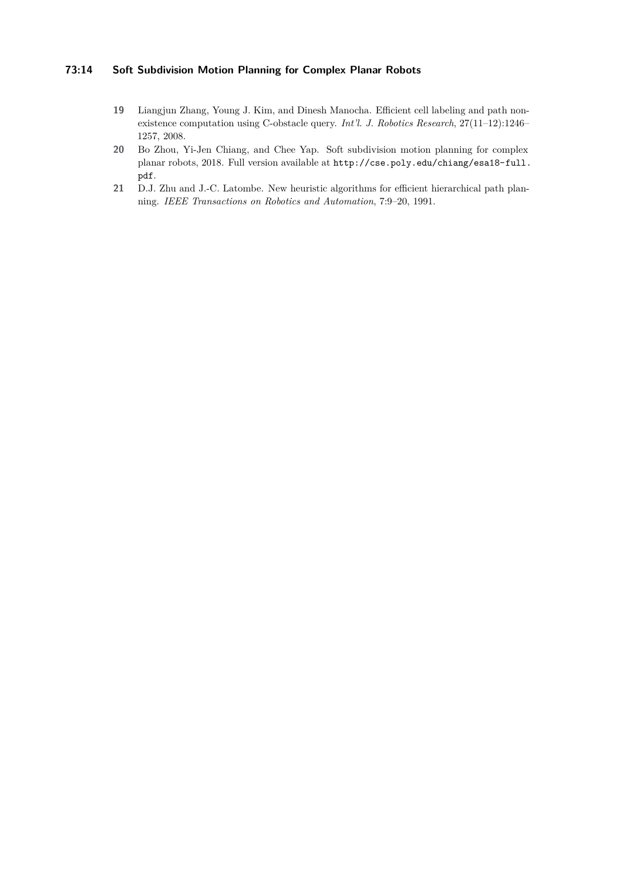19 Liangjun Zhang, Young J. Kim, and Dinesh Manocha. Efficient cell labeling and path non-existence computation using C-obstacle query. *Int'l. J. Robotics Research*, 27(11–12):1246–1257, 2008.

20 Bo Zhou, Yi-Jen Chiang, and Chee Yap. Soft subdivision motion planning for complex planar robots, 2018. Full version available at `http://cse.poly.edu/chiang/esa18-full.pdf`.

21 D.J. Zhu and J.-C. Latombe. New heuristic algorithms for efficient hierarchical path planning. *IEEE Transactions on Robotics and Automation*, 7:9–20, 1991.